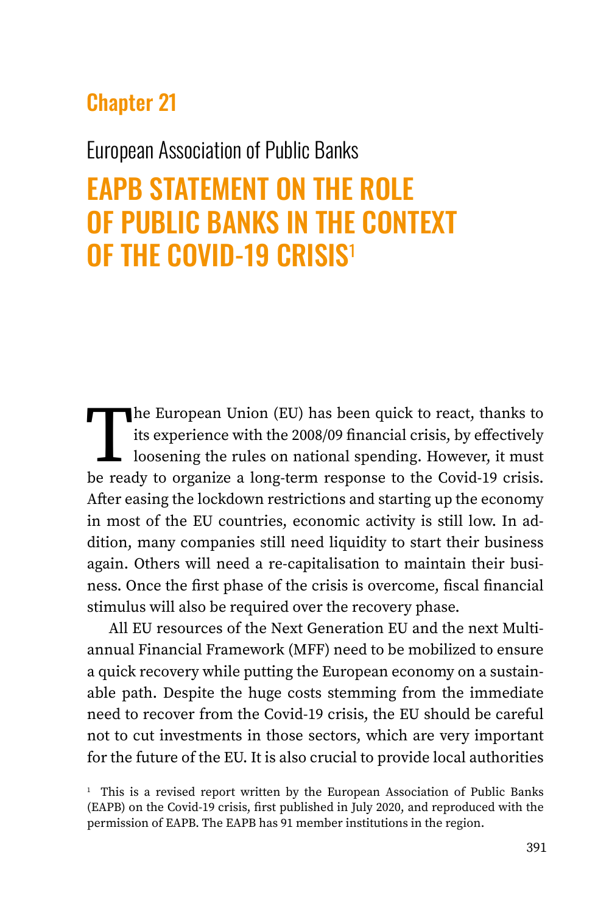## Chapter 21

European Association of Public Banks

# EAPB STATEMENT ON THE ROLE OF PUBLIC BANKS IN THE CONTEXT OF THE COVID-19 CRISIS[1]

The European Union (EU) has been quick to react, thanks to its experience with the 2008/09 financial crisis, by effectively loosening the rules on national spending. However, it must be ready to organize a long-term response to the Covid-19 crisis. After easing the lockdown restrictions and starting up the economy in most of the EU countries, economic activity is still low. In addition, many companies still need liquidity to start their business again. Others will need a re-capitalisation to maintain their business. Once the first phase of the crisis is overcome, fiscal financial stimulus will also be required over the recovery phase.

All EU resources of the Next Generation EU and the next Multiannual Financial Framework (MFF) need to be mobilized to ensure a quick recovery while putting the European economy on a sustainable path. Despite the huge costs stemming from the immediate need to recover from the Covid-19 crisis, the EU should be careful not to cut investments in those sectors, which are very important for the future of the EU. It is also crucial to provide local authorities

[1] This is a revised report written by the European Association of Public Banks (EAPB) on the Covid-19 crisis, first published in July 2020, and reproduced with the permission of EAPB. The EAPB has 91 member institutions in the region.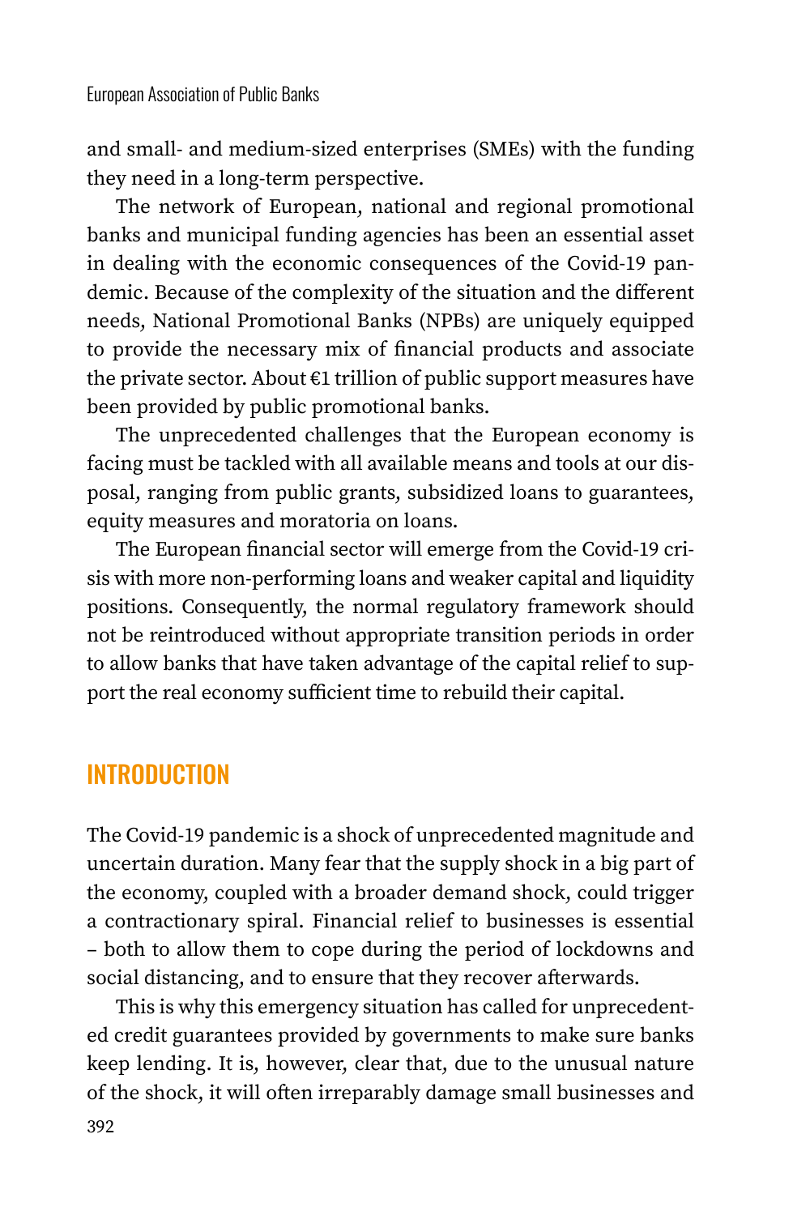and small- and medium-sized enterprises (SMEs) with the funding they need in a long-term perspective.

The network of European, national and regional promotional banks and municipal funding agencies has been an essential asset in dealing with the economic consequences of the Covid-19 pandemic. Because of the complexity of the situation and the different needs, National Promotional Banks (NPBs) are uniquely equipped to provide the necessary mix of financial products and associate the private sector. About €1 trillion of public support measures have been provided by public promotional banks.

The unprecedented challenges that the European economy is facing must be tackled with all available means and tools at our disposal, ranging from public grants, subsidized loans to guarantees, equity measures and moratoria on loans.

The European financial sector will emerge from the Covid-19 crisis with more non-performing loans and weaker capital and liquidity positions. Consequently, the normal regulatory framework should not be reintroduced without appropriate transition periods in order to allow banks that have taken advantage of the capital relief to support the real economy sufficient time to rebuild their capital.

## INTRODUCTION

The Covid-19 pandemic is a shock of unprecedented magnitude and uncertain duration. Many fear that the supply shock in a big part of the economy, coupled with a broader demand shock, could trigger a contractionary spiral. Financial relief to businesses is essential – both to allow them to cope during the period of lockdowns and social distancing, and to ensure that they recover afterwards.

This is why this emergency situation has called for unprecedented credit guarantees provided by governments to make sure banks keep lending. It is, however, clear that, due to the unusual nature of the shock, it will often irreparably damage small businesses and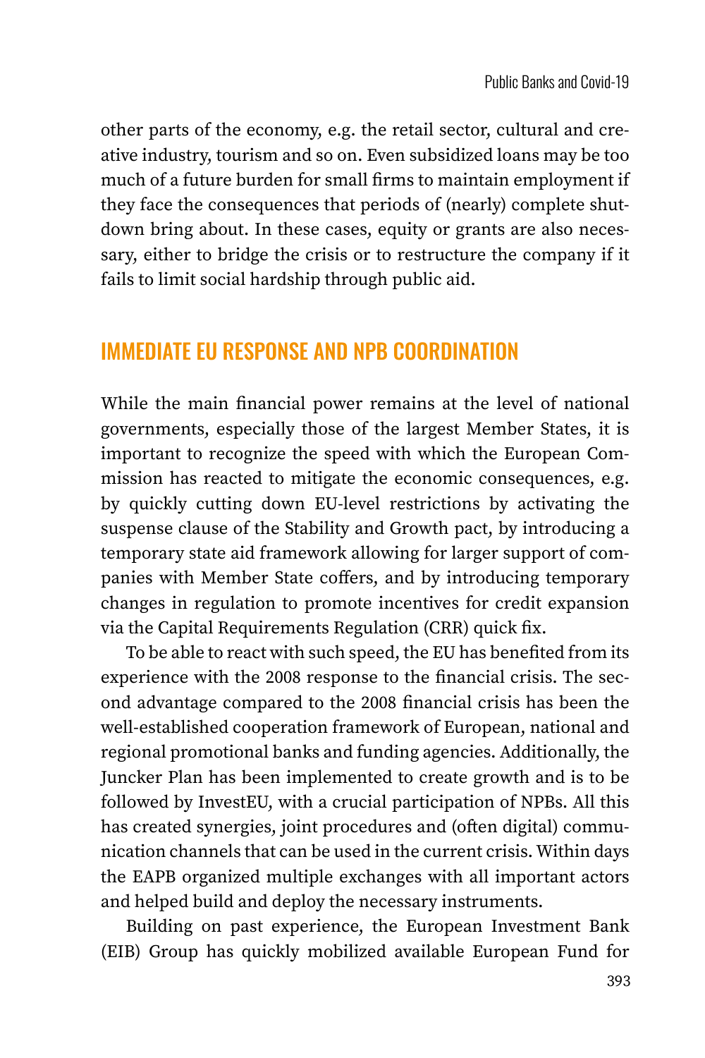other parts of the economy, e.g. the retail sector, cultural and creative industry, tourism and so on. Even subsidized loans may be too much of a future burden for small firms to maintain employment if they face the consequences that periods of (nearly) complete shutdown bring about. In these cases, equity or grants are also necessary, either to bridge the crisis or to restructure the company if it fails to limit social hardship through public aid.

## IMMEDIATE EU RESPONSE AND NPB COORDINATION

While the main financial power remains at the level of national governments, especially those of the largest Member States, it is important to recognize the speed with which the European Commission has reacted to mitigate the economic consequences, e.g. by quickly cutting down EU-level restrictions by activating the suspense clause of the Stability and Growth pact, by introducing a temporary state aid framework allowing for larger support of companies with Member State coffers, and by introducing temporary changes in regulation to promote incentives for credit expansion via the Capital Requirements Regulation (CRR) quick fix.

To be able to react with such speed, the EU has benefited from its experience with the 2008 response to the financial crisis. The second advantage compared to the 2008 financial crisis has been the well-established cooperation framework of European, national and regional promotional banks and funding agencies. Additionally, the Juncker Plan has been implemented to create growth and is to be followed by InvestEU, with a crucial participation of NPBs. All this has created synergies, joint procedures and (often digital) communication channels that can be used in the current crisis. Within days the EAPB organized multiple exchanges with all important actors and helped build and deploy the necessary instruments.

Building on past experience, the European Investment Bank (EIB) Group has quickly mobilized available European Fund for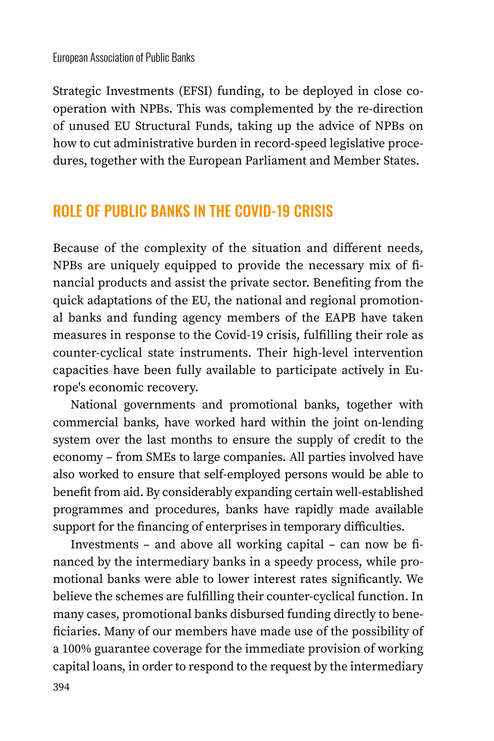Strategic Investments (EFSI) funding, to be deployed in close co-operation with NPBs. This was complemented by the re-direction of unused EU Structural Funds, taking up the advice of NPBs on how to cut administrative burden in record-speed legislative procedures, together with the European Parliament and Member States.

## ROLE OF PUBLIC BANKS IN THE COVID-19 CRISIS

Because of the complexity of the situation and different needs, NPBs are uniquely equipped to provide the necessary mix of financial products and assist the private sector. Benefiting from the quick adaptations of the EU, the national and regional promotional banks and funding agency members of the EAPB have taken measures in response to the Covid-19 crisis, fulfilling their role as counter-cyclical state instruments. Their high-level intervention capacities have been fully available to participate actively in Europe's economic recovery.

National governments and promotional banks, together with commercial banks, have worked hard within the joint on-lending system over the last months to ensure the supply of credit to the economy – from SMEs to large companies. All parties involved have also worked to ensure that self-employed persons would be able to benefit from aid. By considerably expanding certain well-established programmes and procedures, banks have rapidly made available support for the financing of enterprises in temporary difficulties.

Investments – and above all working capital – can now be financed by the intermediary banks in a speedy process, while promotional banks were able to lower interest rates significantly. We believe the schemes are fulfilling their counter-cyclical function. In many cases, promotional banks disbursed funding directly to beneficiaries. Many of our members have made use of the possibility of a 100% guarantee coverage for the immediate provision of working capital loans, in order to respond to the request by the intermediary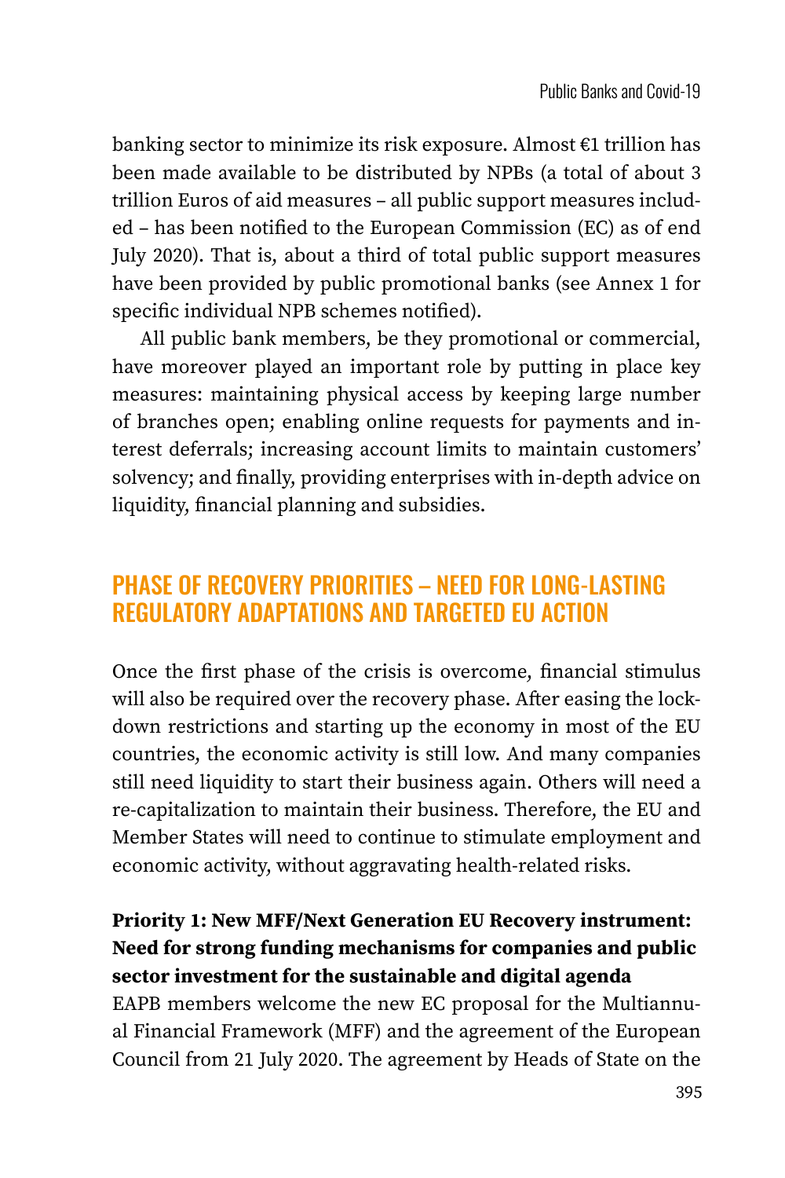banking sector to minimize its risk exposure. Almost €1 trillion has been made available to be distributed by NPBs (a total of about 3 trillion Euros of aid measures – all public support measures included – has been notified to the European Commission (EC) as of end July 2020). That is, about a third of total public support measures have been provided by public promotional banks (see Annex 1 for specific individual NPB schemes notified).

All public bank members, be they promotional or commercial, have moreover played an important role by putting in place key measures: maintaining physical access by keeping large number of branches open; enabling online requests for payments and interest deferrals; increasing account limits to maintain customers' solvency; and finally, providing enterprises with in-depth advice on liquidity, financial planning and subsidies.

## PHASE OF RECOVERY PRIORITIES – NEED FOR LONG-LASTING REGULATORY ADAPTATIONS AND TARGETED EU ACTION

Once the first phase of the crisis is overcome, financial stimulus will also be required over the recovery phase. After easing the lockdown restrictions and starting up the economy in most of the EU countries, the economic activity is still low. And many companies still need liquidity to start their business again. Others will need a re-capitalization to maintain their business. Therefore, the EU and Member States will need to continue to stimulate employment and economic activity, without aggravating health-related risks.

**Priority 1: New MFF/Next Generation EU Recovery instrument: Need for strong funding mechanisms for companies and public sector investment for the sustainable and digital agenda**

EAPB members welcome the new EC proposal for the Multiannual Financial Framework (MFF) and the agreement of the European Council from 21 July 2020. The agreement by Heads of State on the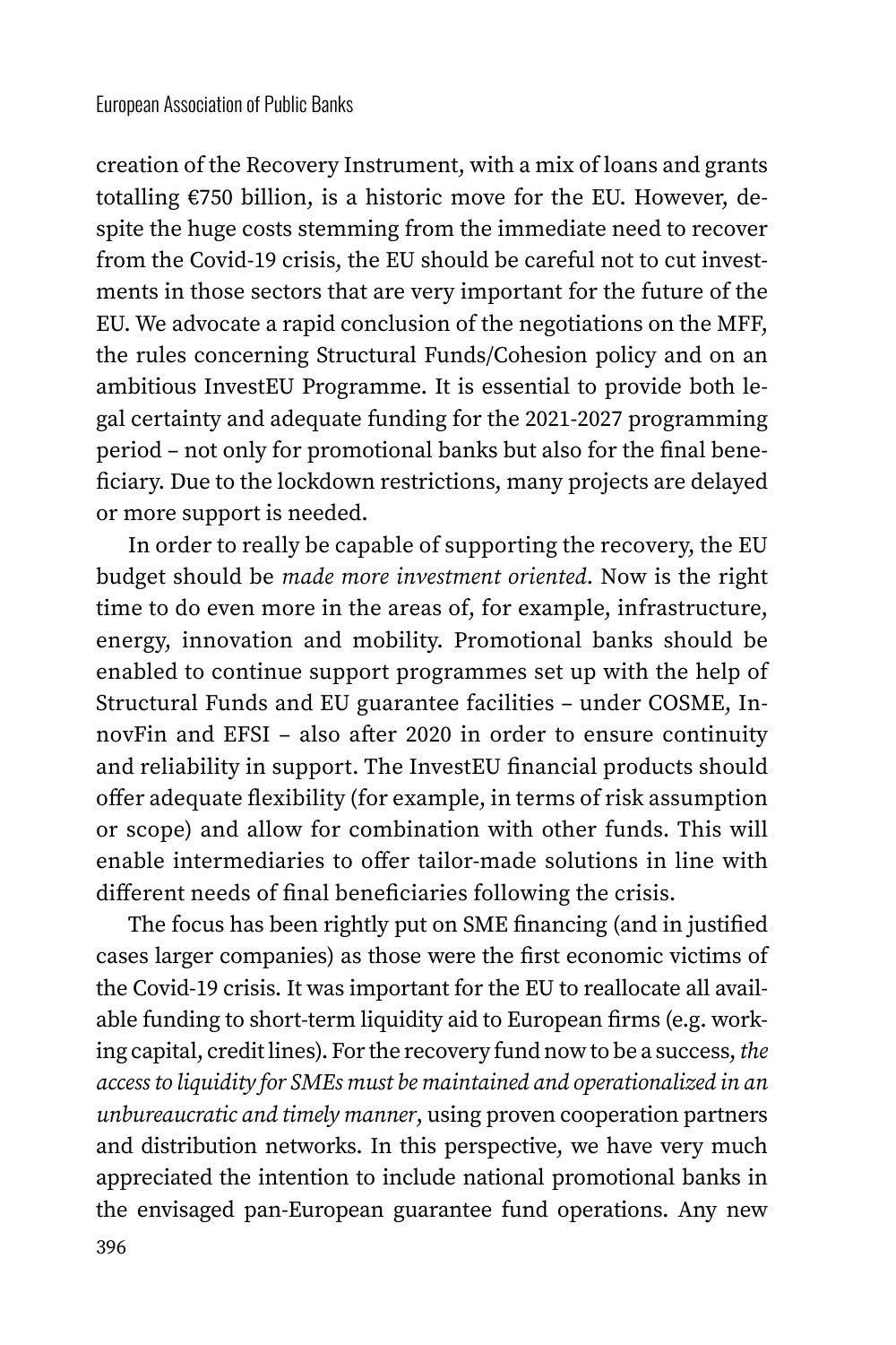creation of the Recovery Instrument, with a mix of loans and grants totalling €750 billion, is a historic move for the EU. However, despite the huge costs stemming from the immediate need to recover from the Covid-19 crisis, the EU should be careful not to cut investments in those sectors that are very important for the future of the EU. We advocate a rapid conclusion of the negotiations on the MFF, the rules concerning Structural Funds/Cohesion policy and on an ambitious InvestEU Programme. It is essential to provide both legal certainty and adequate funding for the 2021-2027 programming period – not only for promotional banks but also for the final beneficiary. Due to the lockdown restrictions, many projects are delayed or more support is needed.

In order to really be capable of supporting the recovery, the EU budget should be *made more investment oriented*. Now is the right time to do even more in the areas of, for example, infrastructure, energy, innovation and mobility. Promotional banks should be enabled to continue support programmes set up with the help of Structural Funds and EU guarantee facilities – under COSME, InnovFin and EFSI – also after 2020 in order to ensure continuity and reliability in support. The InvestEU financial products should offer adequate flexibility (for example, in terms of risk assumption or scope) and allow for combination with other funds. This will enable intermediaries to offer tailor-made solutions in line with different needs of final beneficiaries following the crisis.

The focus has been rightly put on SME financing (and in justified cases larger companies) as those were the first economic victims of the Covid-19 crisis. It was important for the EU to reallocate all available funding to short-term liquidity aid to European firms (e.g. working capital, credit lines). For the recovery fund now to be a success, *the access to liquidity for SMEs must be maintained and operationalized in an unbureaucratic and timely manner*, using proven cooperation partners and distribution networks. In this perspective, we have very much appreciated the intention to include national promotional banks in the envisaged pan-European guarantee fund operations. Any new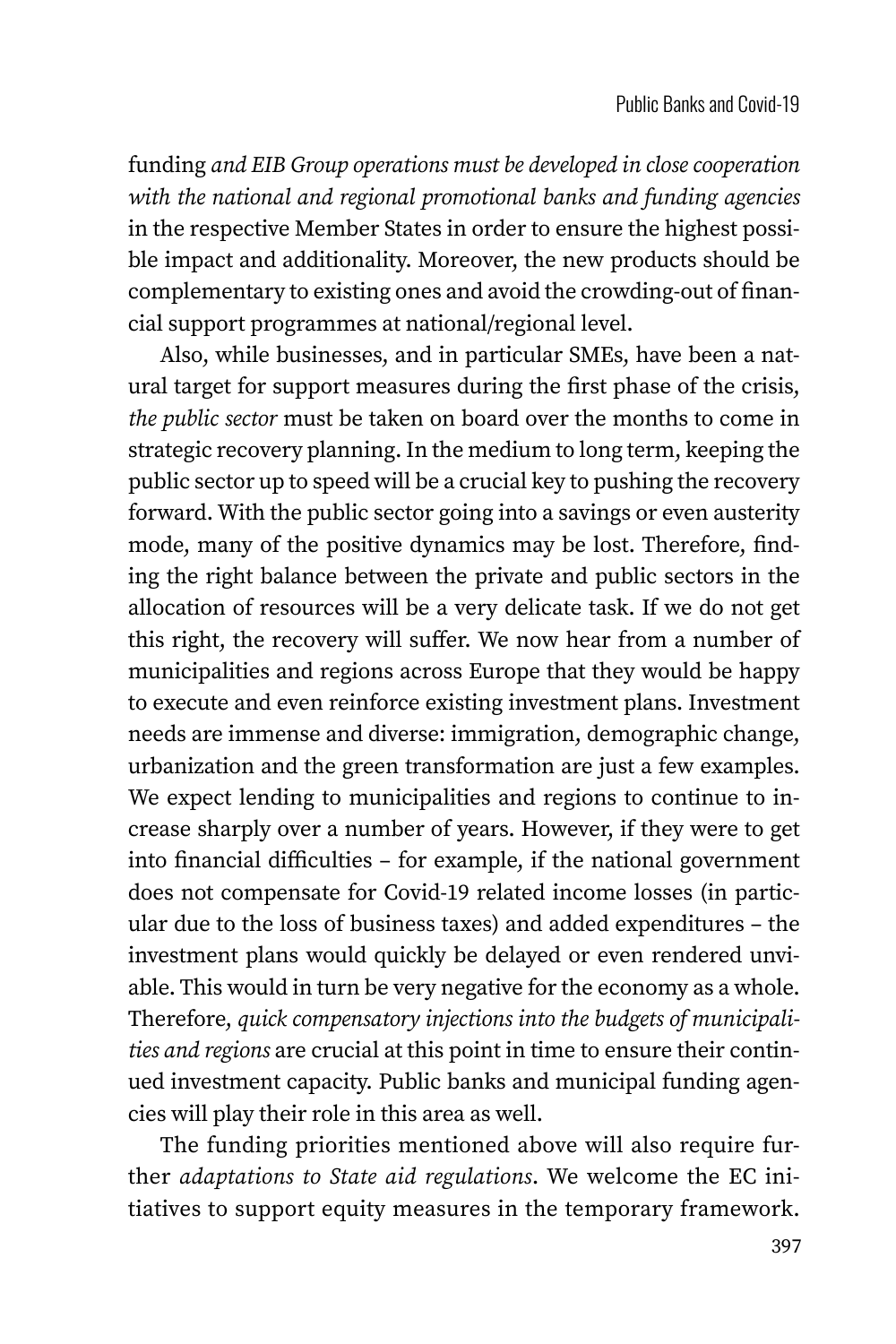funding *and EIB Group operations must be developed in close cooperation with the national and regional promotional banks and funding agencies* in the respective Member States in order to ensure the highest possible impact and additionality. Moreover, the new products should be complementary to existing ones and avoid the crowding-out of financial support programmes at national/regional level.

Also, while businesses, and in particular SMEs, have been a natural target for support measures during the first phase of the crisis, *the public sector* must be taken on board over the months to come in strategic recovery planning. In the medium to long term, keeping the public sector up to speed will be a crucial key to pushing the recovery forward. With the public sector going into a savings or even austerity mode, many of the positive dynamics may be lost. Therefore, finding the right balance between the private and public sectors in the allocation of resources will be a very delicate task. If we do not get this right, the recovery will suffer. We now hear from a number of municipalities and regions across Europe that they would be happy to execute and even reinforce existing investment plans. Investment needs are immense and diverse: immigration, demographic change, urbanization and the green transformation are just a few examples. We expect lending to municipalities and regions to continue to increase sharply over a number of years. However, if they were to get into financial difficulties – for example, if the national government does not compensate for Covid-19 related income losses (in particular due to the loss of business taxes) and added expenditures – the investment plans would quickly be delayed or even rendered unviable. This would in turn be very negative for the economy as a whole. Therefore, *quick compensatory injections into the budgets of municipalities and regions* are crucial at this point in time to ensure their continued investment capacity. Public banks and municipal funding agencies will play their role in this area as well.

The funding priorities mentioned above will also require further *adaptations to State aid regulations*. We welcome the EC initiatives to support equity measures in the temporary framework.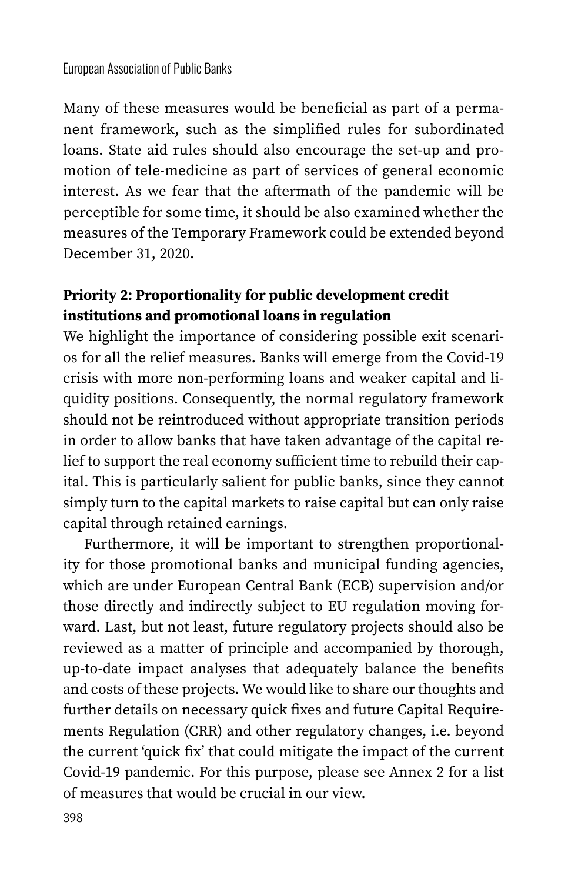Many of these measures would be beneficial as part of a permanent framework, such as the simplified rules for subordinated loans. State aid rules should also encourage the set-up and promotion of tele-medicine as part of services of general economic interest. As we fear that the aftermath of the pandemic will be perceptible for some time, it should be also examined whether the measures of the Temporary Framework could be extended beyond December 31, 2020.

**Priority 2: Proportionality for public development credit institutions and promotional loans in regulation**

We highlight the importance of considering possible exit scenarios for all the relief measures. Banks will emerge from the Covid-19 crisis with more non-performing loans and weaker capital and liquidity positions. Consequently, the normal regulatory framework should not be reintroduced without appropriate transition periods in order to allow banks that have taken advantage of the capital relief to support the real economy sufficient time to rebuild their capital. This is particularly salient for public banks, since they cannot simply turn to the capital markets to raise capital but can only raise capital through retained earnings.

Furthermore, it will be important to strengthen proportionality for those promotional banks and municipal funding agencies, which are under European Central Bank (ECB) supervision and/or those directly and indirectly subject to EU regulation moving forward. Last, but not least, future regulatory projects should also be reviewed as a matter of principle and accompanied by thorough, up-to-date impact analyses that adequately balance the benefits and costs of these projects. We would like to share our thoughts and further details on necessary quick fixes and future Capital Requirements Regulation (CRR) and other regulatory changes, i.e. beyond the current 'quick fix' that could mitigate the impact of the current Covid-19 pandemic. For this purpose, please see Annex 2 for a list of measures that would be crucial in our view.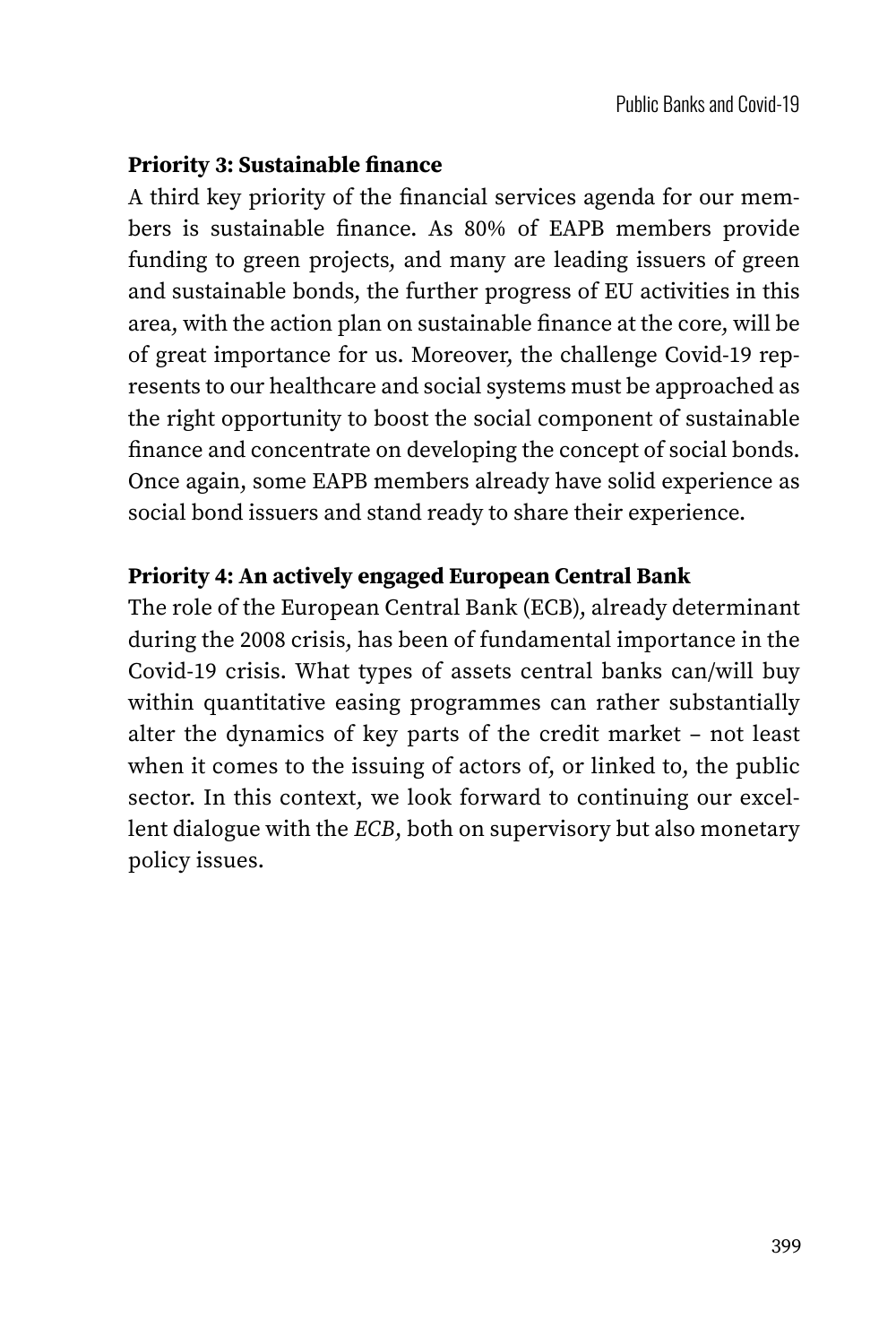**Priority 3: Sustainable finance**

A third key priority of the financial services agenda for our members is sustainable finance. As 80% of EAPB members provide funding to green projects, and many are leading issuers of green and sustainable bonds, the further progress of EU activities in this area, with the action plan on sustainable finance at the core, will be of great importance for us. Moreover, the challenge Covid-19 represents to our healthcare and social systems must be approached as the right opportunity to boost the social component of sustainable finance and concentrate on developing the concept of social bonds. Once again, some EAPB members already have solid experience as social bond issuers and stand ready to share their experience.

**Priority 4: An actively engaged European Central Bank**

The role of the European Central Bank (ECB), already determinant during the 2008 crisis, has been of fundamental importance in the Covid-19 crisis. What types of assets central banks can/will buy within quantitative easing programmes can rather substantially alter the dynamics of key parts of the credit market – not least when it comes to the issuing of actors of, or linked to, the public sector. In this context, we look forward to continuing our excellent dialogue with the *ECB*, both on supervisory but also monetary policy issues.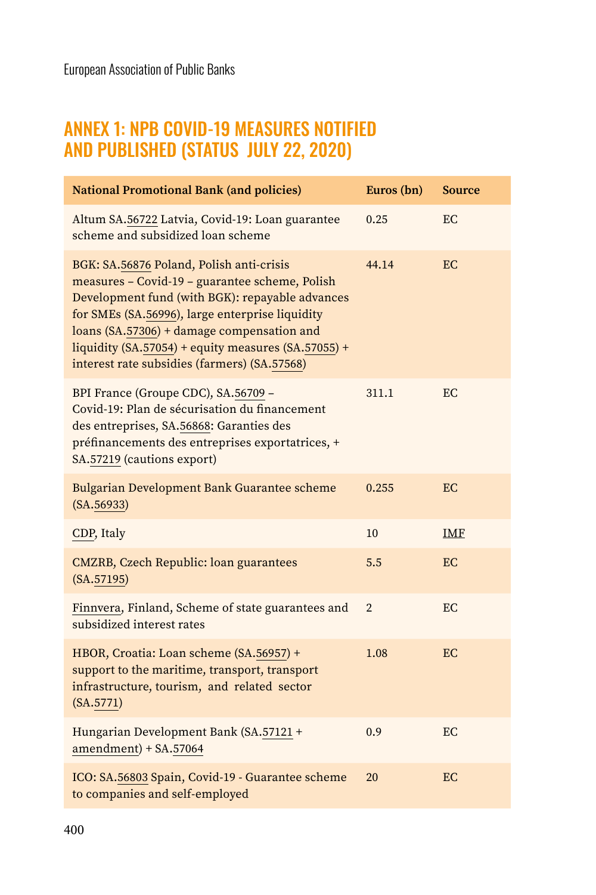## ANNEX 1: NPB COVID-19 MEASURES NOTIFIED AND PUBLISHED (STATUS JULY 22, 2020)

| National Promotional Bank (and policies) | Euros (bn) | Source |
|---|---|---|
| Altum SA.56722 Latvia, Covid-19: Loan guarantee scheme and subsidized loan scheme | 0.25 | EC |
| BGK: SA.56876 Poland, Polish anti-crisis measures – Covid-19 – guarantee scheme, Polish Development fund (with BGK): repayable advances for SMEs (SA.56996), large enterprise liquidity loans (SA.57306) + damage compensation and liquidity (SA.57054) + equity measures (SA.57055) + interest rate subsidies (farmers) (SA.57568) | 44.14 | EC |
| BPI France (Groupe CDC), SA.56709 – Covid-19: Plan de sécurisation du financement des entreprises, SA.56868: Garanties des préfinancements des entreprises exportatrices, + SA.57219 (cautions export) | 311.1 | EC |
| Bulgarian Development Bank Guarantee scheme (SA.56933) | 0.255 | EC |
| CDP, Italy | 10 | IMF |
| CMZRB, Czech Republic: loan guarantees (SA.57195) | 5.5 | EC |
| Finnvera, Finland, Scheme of state guarantees and subsidized interest rates | 2 | EC |
| HBOR, Croatia: Loan scheme (SA.56957) + support to the maritime, transport, transport infrastructure, tourism, and related sector (SA.5771) | 1.08 | EC |
| Hungarian Development Bank (SA.57121 + amendment) + SA.57064 | 0.9 | EC |
| ICO: SA.56803 Spain, Covid-19 - Guarantee scheme to companies and self-employed | 20 | EC |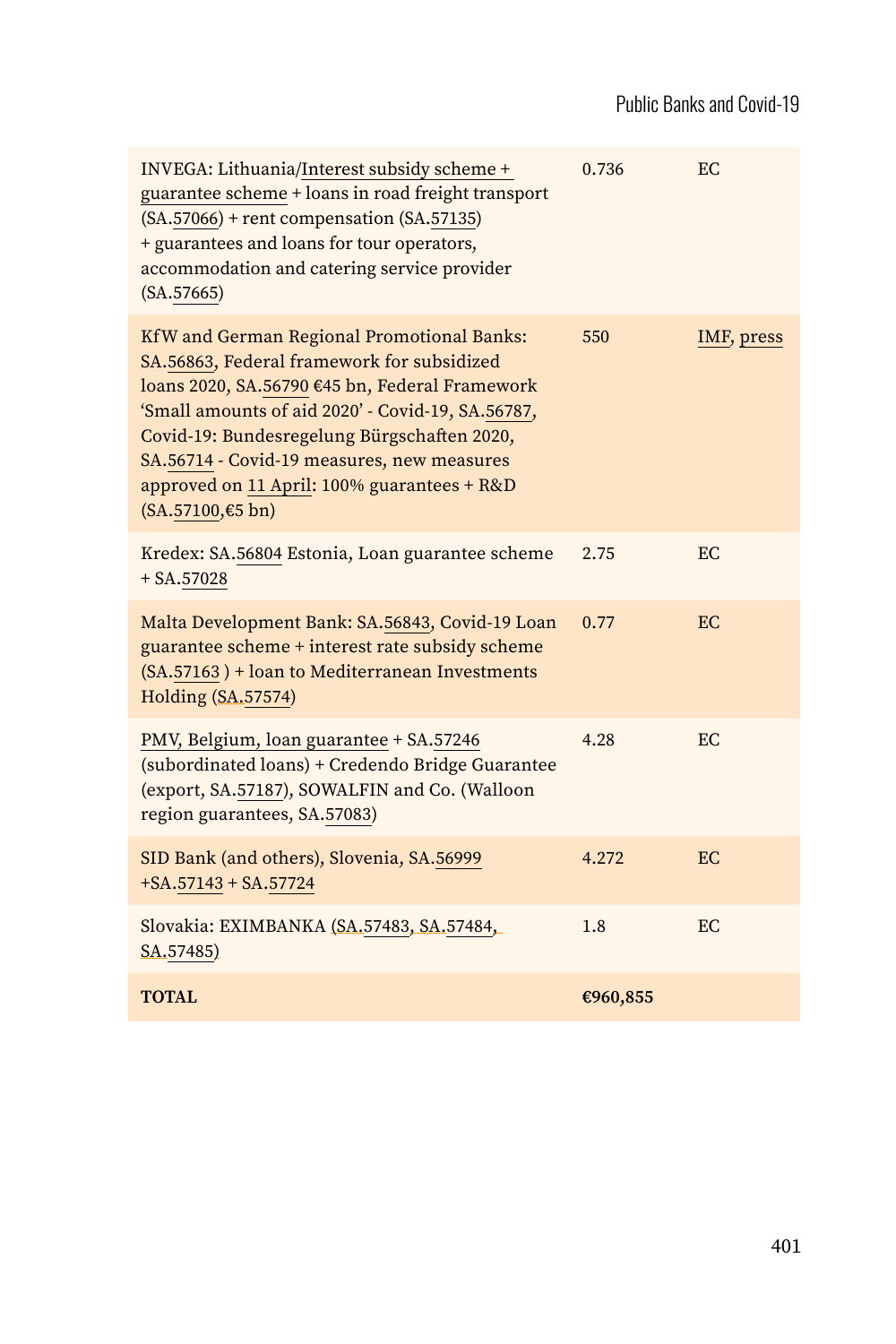| | | |
|---|---|---|
| INVEGA: Lithuania/Interest subsidy scheme + guarantee scheme + loans in road freight transport (SA.57066) + rent compensation (SA.57135) + guarantees and loans for tour operators, accommodation and catering service provider (SA.57665) | 0.736 | EC |
| KfW and German Regional Promotional Banks: SA.56863, Federal framework for subsidized loans 2020, SA.56790 €45 bn, Federal Framework 'Small amounts of aid 2020' - Covid-19, SA.56787, Covid-19: Bundesregelung Bürgschaften 2020, SA.56714 - Covid-19 measures, new measures approved on 11 April: 100% guarantees + R&D (SA.57100,€5 bn) | 550 | IMF, press |
| Kredex: SA.56804 Estonia, Loan guarantee scheme + SA.57028 | 2.75 | EC |
| Malta Development Bank: SA.56843, Covid-19 Loan guarantee scheme + interest rate subsidy scheme (SA.57163 ) + loan to Mediterranean Investments Holding (SA.57574) | 0.77 | EC |
| PMV, Belgium, loan guarantee + SA.57246 (subordinated loans) + Credendo Bridge Guarantee (export, SA.57187), SOWALFIN and Co. (Walloon region guarantees, SA.57083) | 4.28 | EC |
| SID Bank (and others), Slovenia, SA.56999 +SA.57143 + SA.57724 | 4.272 | EC |
| Slovakia: EXIMBANKA (SA.57483, SA.57484, SA.57485) | 1.8 | EC |
| **TOTAL** | **€960,855** | |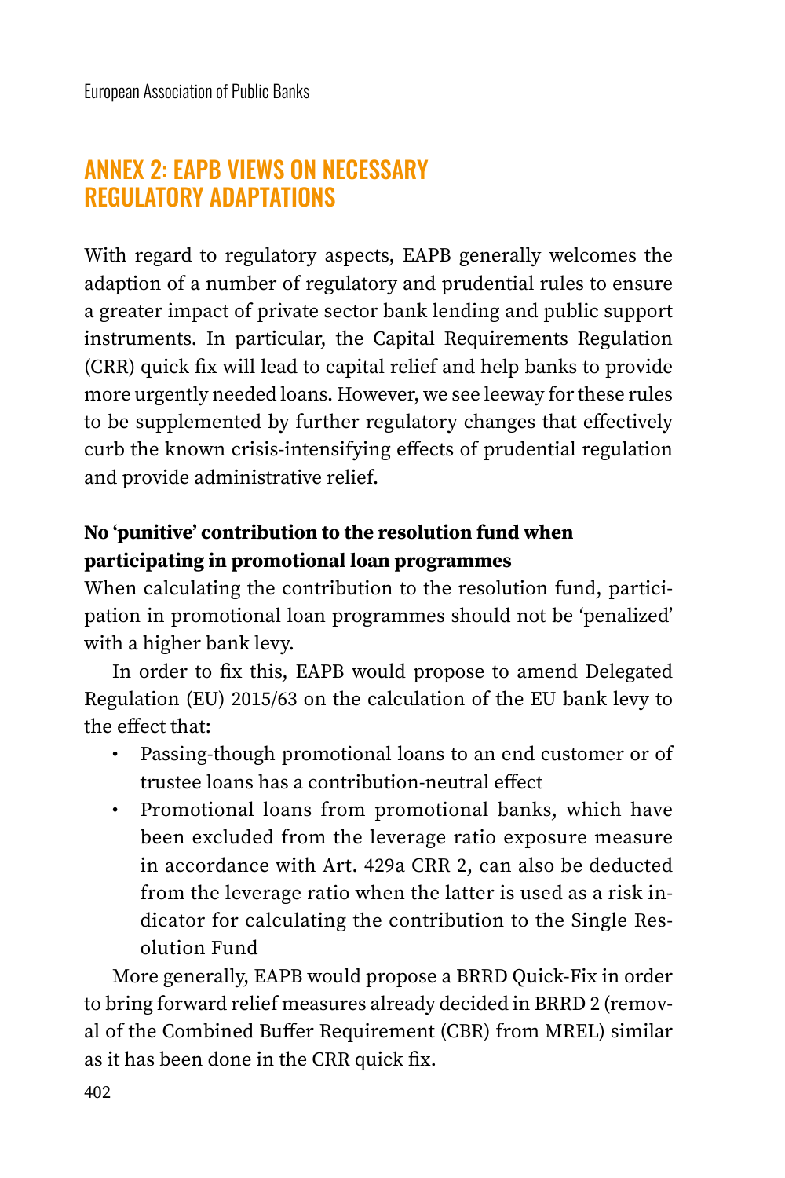## ANNEX 2: EAPB VIEWS ON NECESSARY REGULATORY ADAPTATIONS

With regard to regulatory aspects, EAPB generally welcomes the adaption of a number of regulatory and prudential rules to ensure a greater impact of private sector bank lending and public support instruments. In particular, the Capital Requirements Regulation (CRR) quick fix will lead to capital relief and help banks to provide more urgently needed loans. However, we see leeway for these rules to be supplemented by further regulatory changes that effectively curb the known crisis-intensifying effects of prudential regulation and provide administrative relief.

**No 'punitive' contribution to the resolution fund when participating in promotional loan programmes**

When calculating the contribution to the resolution fund, participation in promotional loan programmes should not be 'penalized' with a higher bank levy.

In order to fix this, EAPB would propose to amend Delegated Regulation (EU) 2015/63 on the calculation of the EU bank levy to the effect that:

- Passing-though promotional loans to an end customer or of trustee loans has a contribution-neutral effect
- Promotional loans from promotional banks, which have been excluded from the leverage ratio exposure measure in accordance with Art. 429a CRR 2, can also be deducted from the leverage ratio when the latter is used as a risk indicator for calculating the contribution to the Single Resolution Fund

More generally, EAPB would propose a BRRD Quick-Fix in order to bring forward relief measures already decided in BRRD 2 (removal of the Combined Buffer Requirement (CBR) from MREL) similar as it has been done in the CRR quick fix.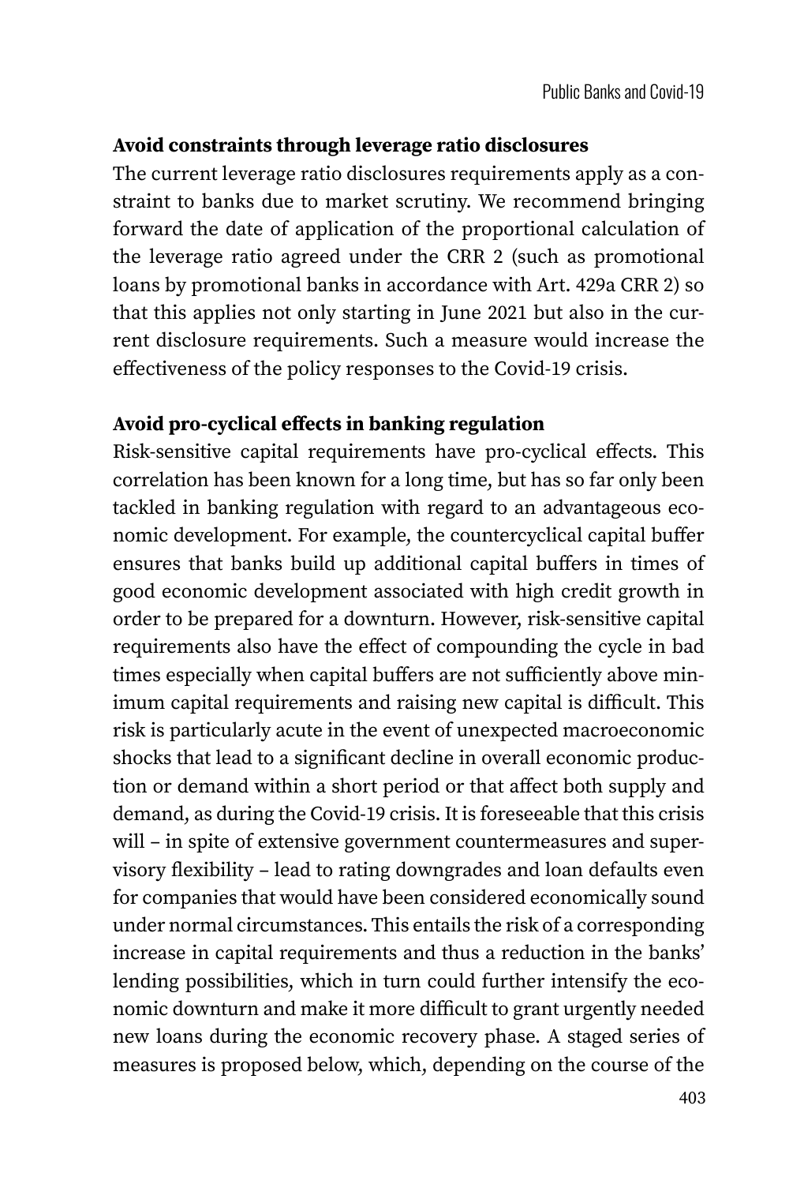**Avoid constraints through leverage ratio disclosures**

The current leverage ratio disclosures requirements apply as a constraint to banks due to market scrutiny. We recommend bringing forward the date of application of the proportional calculation of the leverage ratio agreed under the CRR 2 (such as promotional loans by promotional banks in accordance with Art. 429a CRR 2) so that this applies not only starting in June 2021 but also in the current disclosure requirements. Such a measure would increase the effectiveness of the policy responses to the Covid-19 crisis.

**Avoid pro-cyclical effects in banking regulation**

Risk-sensitive capital requirements have pro-cyclical effects. This correlation has been known for a long time, but has so far only been tackled in banking regulation with regard to an advantageous economic development. For example, the countercyclical capital buffer ensures that banks build up additional capital buffers in times of good economic development associated with high credit growth in order to be prepared for a downturn. However, risk-sensitive capital requirements also have the effect of compounding the cycle in bad times especially when capital buffers are not sufficiently above minimum capital requirements and raising new capital is difficult. This risk is particularly acute in the event of unexpected macroeconomic shocks that lead to a significant decline in overall economic production or demand within a short period or that affect both supply and demand, as during the Covid-19 crisis. It is foreseeable that this crisis will – in spite of extensive government countermeasures and supervisory flexibility – lead to rating downgrades and loan defaults even for companies that would have been considered economically sound under normal circumstances. This entails the risk of a corresponding increase in capital requirements and thus a reduction in the banks' lending possibilities, which in turn could further intensify the economic downturn and make it more difficult to grant urgently needed new loans during the economic recovery phase. A staged series of measures is proposed below, which, depending on the course of the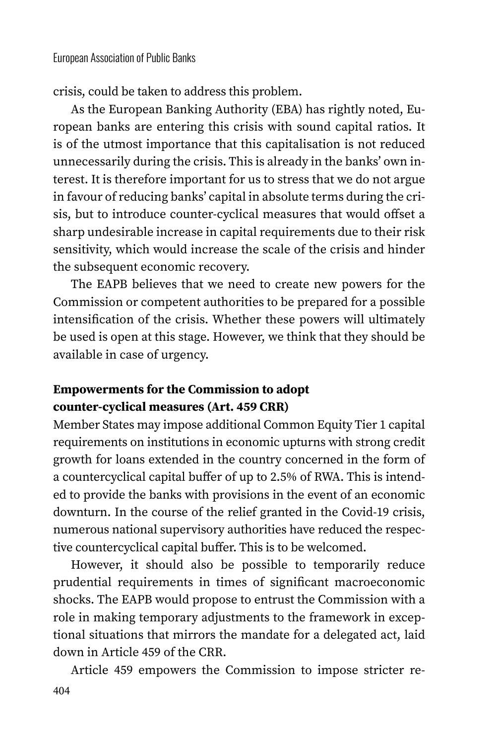crisis, could be taken to address this problem.

As the European Banking Authority (EBA) has rightly noted, European banks are entering this crisis with sound capital ratios. It is of the utmost importance that this capitalisation is not reduced unnecessarily during the crisis. This is already in the banks' own interest. It is therefore important for us to stress that we do not argue in favour of reducing banks' capital in absolute terms during the crisis, but to introduce counter-cyclical measures that would offset a sharp undesirable increase in capital requirements due to their risk sensitivity, which would increase the scale of the crisis and hinder the subsequent economic recovery.

The EAPB believes that we need to create new powers for the Commission or competent authorities to be prepared for a possible intensification of the crisis. Whether these powers will ultimately be used is open at this stage. However, we think that they should be available in case of urgency.

### Empowerments for the Commission to adopt counter-cyclical measures (Art. 459 CRR)

Member States may impose additional Common Equity Tier 1 capital requirements on institutions in economic upturns with strong credit growth for loans extended in the country concerned in the form of a countercyclical capital buffer of up to 2.5% of RWA. This is intended to provide the banks with provisions in the event of an economic downturn. In the course of the relief granted in the Covid-19 crisis, numerous national supervisory authorities have reduced the respective countercyclical capital buffer. This is to be welcomed.

However, it should also be possible to temporarily reduce prudential requirements in times of significant macroeconomic shocks. The EAPB would propose to entrust the Commission with a role in making temporary adjustments to the framework in exceptional situations that mirrors the mandate for a delegated act, laid down in Article 459 of the CRR.

Article 459 empowers the Commission to impose stricter re-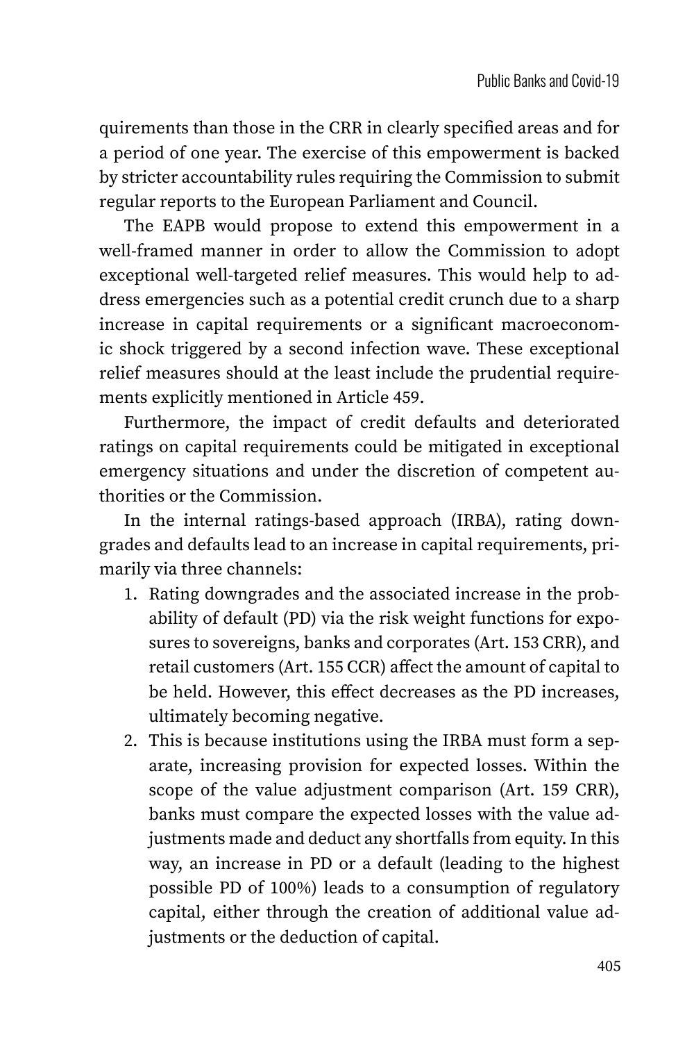quirements than those in the CRR in clearly specified areas and for a period of one year. The exercise of this empowerment is backed by stricter accountability rules requiring the Commission to submit regular reports to the European Parliament and Council.

The EAPB would propose to extend this empowerment in a well-framed manner in order to allow the Commission to adopt exceptional well-targeted relief measures. This would help to address emergencies such as a potential credit crunch due to a sharp increase in capital requirements or a significant macroeconomic shock triggered by a second infection wave. These exceptional relief measures should at the least include the prudential requirements explicitly mentioned in Article 459.

Furthermore, the impact of credit defaults and deteriorated ratings on capital requirements could be mitigated in exceptional emergency situations and under the discretion of competent authorities or the Commission.

In the internal ratings-based approach (IRBA), rating downgrades and defaults lead to an increase in capital requirements, primarily via three channels:

1. Rating downgrades and the associated increase in the probability of default (PD) via the risk weight functions for exposures to sovereigns, banks and corporates (Art. 153 CRR), and retail customers (Art. 155 CCR) affect the amount of capital to be held. However, this effect decreases as the PD increases, ultimately becoming negative.
2. This is because institutions using the IRBA must form a separate, increasing provision for expected losses. Within the scope of the value adjustment comparison (Art. 159 CRR), banks must compare the expected losses with the value adjustments made and deduct any shortfalls from equity. In this way, an increase in PD or a default (leading to the highest possible PD of 100%) leads to a consumption of regulatory capital, either through the creation of additional value adjustments or the deduction of capital.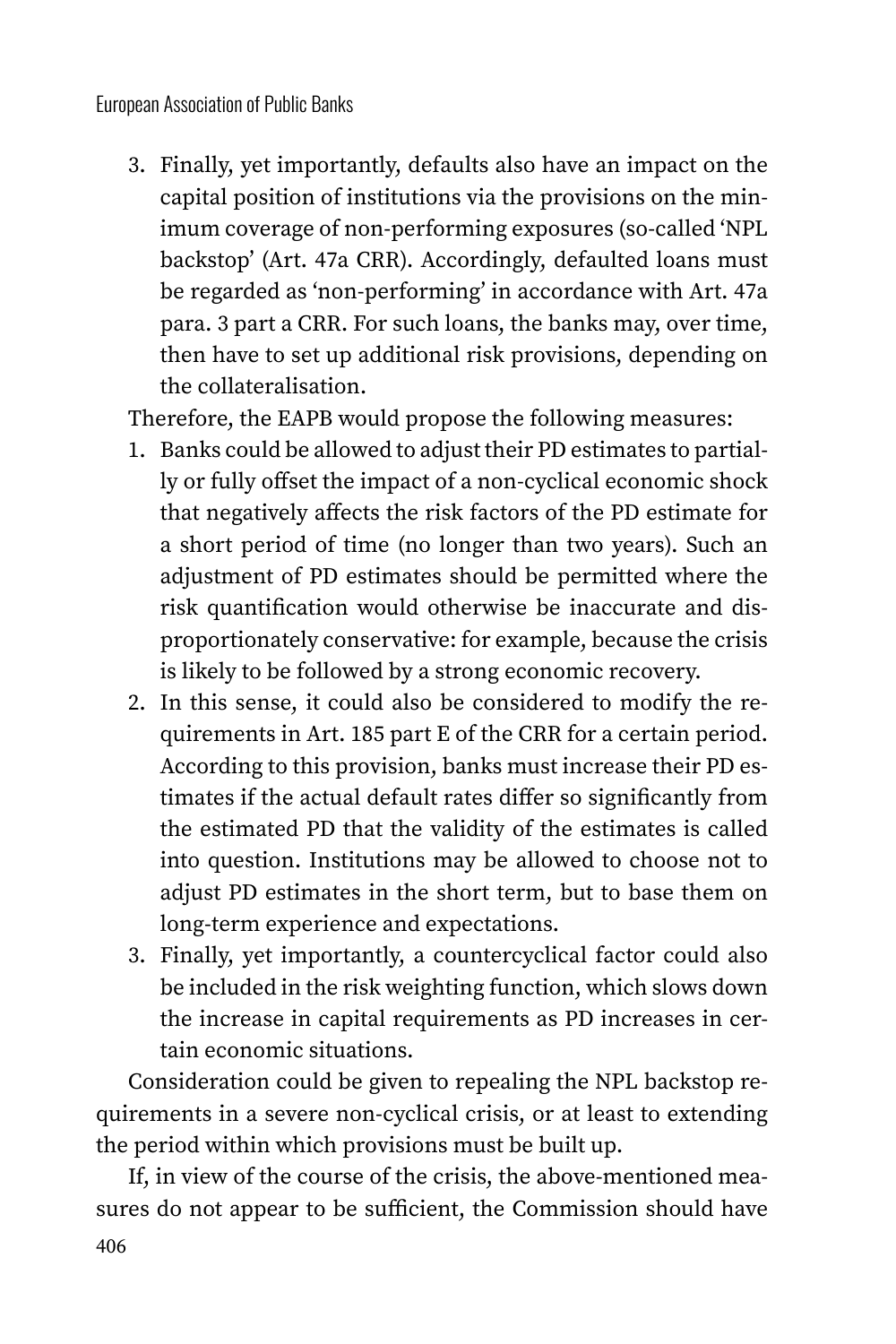3. Finally, yet importantly, defaults also have an impact on the capital position of institutions via the provisions on the minimum coverage of non-performing exposures (so-called 'NPL backstop' (Art. 47a CRR). Accordingly, defaulted loans must be regarded as 'non-performing' in accordance with Art. 47a para. 3 part a CRR. For such loans, the banks may, over time, then have to set up additional risk provisions, depending on the collateralisation.

Therefore, the EAPB would propose the following measures:

1. Banks could be allowed to adjust their PD estimates to partially or fully offset the impact of a non-cyclical economic shock that negatively affects the risk factors of the PD estimate for a short period of time (no longer than two years). Such an adjustment of PD estimates should be permitted where the risk quantification would otherwise be inaccurate and disproportionately conservative: for example, because the crisis is likely to be followed by a strong economic recovery.
2. In this sense, it could also be considered to modify the requirements in Art. 185 part E of the CRR for a certain period. According to this provision, banks must increase their PD estimates if the actual default rates differ so significantly from the estimated PD that the validity of the estimates is called into question. Institutions may be allowed to choose not to adjust PD estimates in the short term, but to base them on long-term experience and expectations.
3. Finally, yet importantly, a countercyclical factor could also be included in the risk weighting function, which slows down the increase in capital requirements as PD increases in certain economic situations.

Consideration could be given to repealing the NPL backstop requirements in a severe non-cyclical crisis, or at least to extending the period within which provisions must be built up.

If, in view of the course of the crisis, the above-mentioned measures do not appear to be sufficient, the Commission should have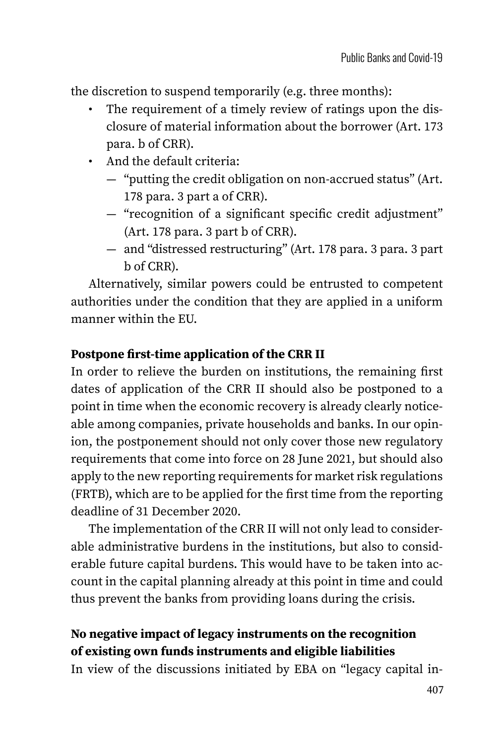the discretion to suspend temporarily (e.g. three months):

- The requirement of a timely review of ratings upon the disclosure of material information about the borrower (Art. 173 para. b of CRR).
- And the default criteria:
  - "putting the credit obligation on non-accrued status" (Art. 178 para. 3 part a of CRR).
  - "recognition of a significant specific credit adjustment" (Art. 178 para. 3 part b of CRR).
  - and "distressed restructuring" (Art. 178 para. 3 para. 3 part b of CRR).

Alternatively, similar powers could be entrusted to competent authorities under the condition that they are applied in a uniform manner within the EU.

**Postpone first-time application of the CRR II**

In order to relieve the burden on institutions, the remaining first dates of application of the CRR II should also be postponed to a point in time when the economic recovery is already clearly noticeable among companies, private households and banks. In our opinion, the postponement should not only cover those new regulatory requirements that come into force on 28 June 2021, but should also apply to the new reporting requirements for market risk regulations (FRTB), which are to be applied for the first time from the reporting deadline of 31 December 2020.

The implementation of the CRR II will not only lead to considerable administrative burdens in the institutions, but also to considerable future capital burdens. This would have to be taken into account in the capital planning already at this point in time and could thus prevent the banks from providing loans during the crisis.

**No negative impact of legacy instruments on the recognition of existing own funds instruments and eligible liabilities**

In view of the discussions initiated by EBA on "legacy capital in-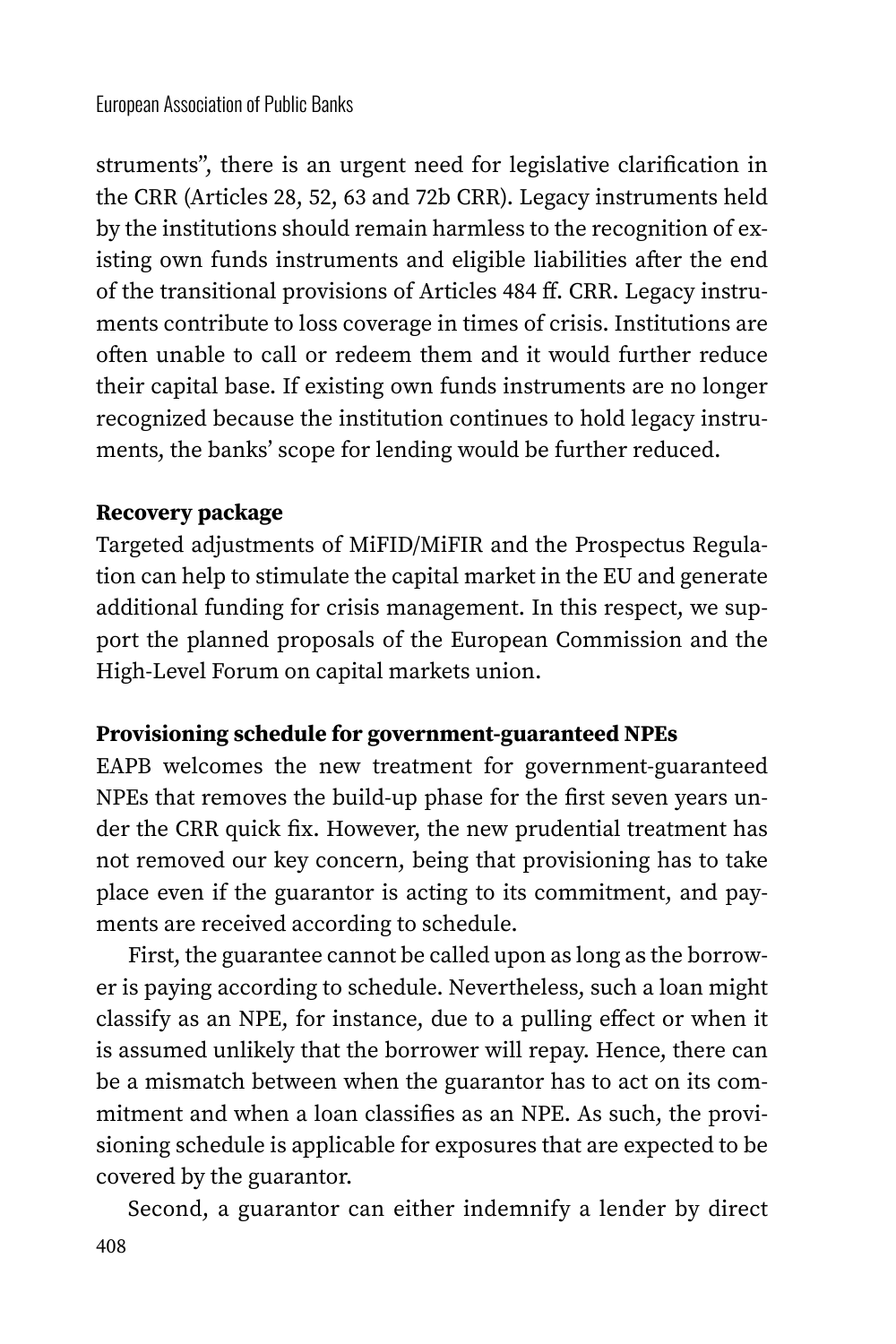struments", there is an urgent need for legislative clarification in the CRR (Articles 28, 52, 63 and 72b CRR). Legacy instruments held by the institutions should remain harmless to the recognition of existing own funds instruments and eligible liabilities after the end of the transitional provisions of Articles 484 ff. CRR. Legacy instruments contribute to loss coverage in times of crisis. Institutions are often unable to call or redeem them and it would further reduce their capital base. If existing own funds instruments are no longer recognized because the institution continues to hold legacy instruments, the banks' scope for lending would be further reduced.

**Recovery package**

Targeted adjustments of MiFID/MiFIR and the Prospectus Regulation can help to stimulate the capital market in the EU and generate additional funding for crisis management. In this respect, we support the planned proposals of the European Commission and the High-Level Forum on capital markets union.

**Provisioning schedule for government-guaranteed NPEs**

EAPB welcomes the new treatment for government-guaranteed NPEs that removes the build-up phase for the first seven years under the CRR quick fix. However, the new prudential treatment has not removed our key concern, being that provisioning has to take place even if the guarantor is acting to its commitment, and payments are received according to schedule.

First, the guarantee cannot be called upon as long as the borrower is paying according to schedule. Nevertheless, such a loan might classify as an NPE, for instance, due to a pulling effect or when it is assumed unlikely that the borrower will repay. Hence, there can be a mismatch between when the guarantor has to act on its commitment and when a loan classifies as an NPE. As such, the provisioning schedule is applicable for exposures that are expected to be covered by the guarantor.

Second, a guarantor can either indemnify a lender by direct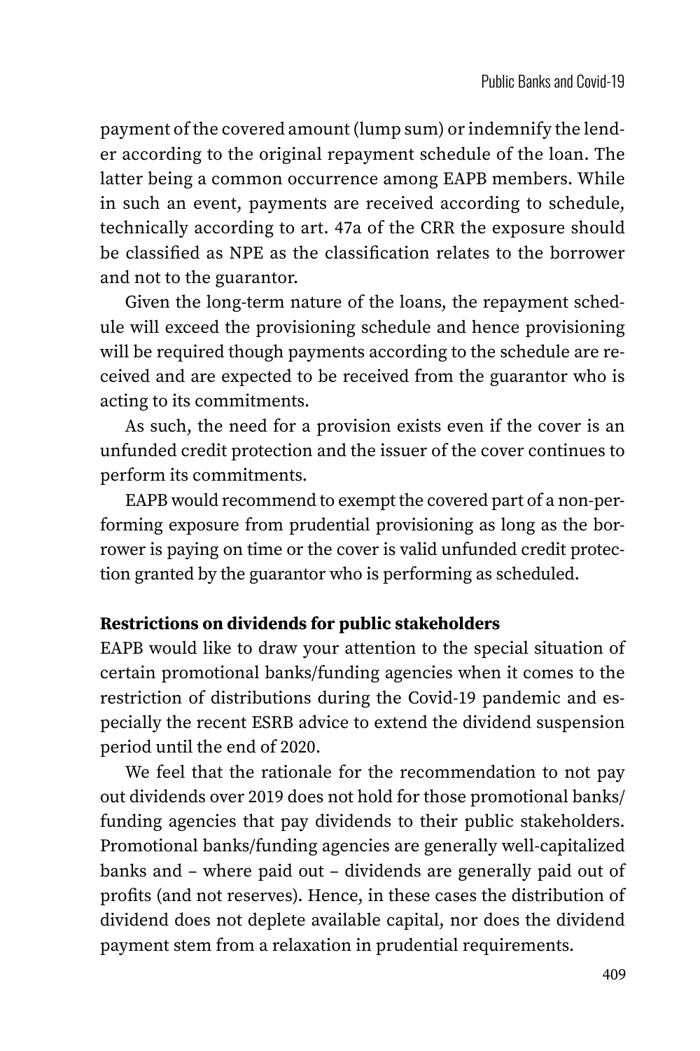payment of the covered amount (lump sum) or indemnify the lender according to the original repayment schedule of the loan. The latter being a common occurrence among EAPB members. While in such an event, payments are received according to schedule, technically according to art. 47a of the CRR the exposure should be classified as NPE as the classification relates to the borrower and not to the guarantor.

Given the long-term nature of the loans, the repayment schedule will exceed the provisioning schedule and hence provisioning will be required though payments according to the schedule are received and are expected to be received from the guarantor who is acting to its commitments.

As such, the need for a provision exists even if the cover is an unfunded credit protection and the issuer of the cover continues to perform its commitments.

EAPB would recommend to exempt the covered part of a non-performing exposure from prudential provisioning as long as the borrower is paying on time or the cover is valid unfunded credit protection granted by the guarantor who is performing as scheduled.

**Restrictions on dividends for public stakeholders**

EAPB would like to draw your attention to the special situation of certain promotional banks/funding agencies when it comes to the restriction of distributions during the Covid-19 pandemic and especially the recent ESRB advice to extend the dividend suspension period until the end of 2020.

We feel that the rationale for the recommendation to not pay out dividends over 2019 does not hold for those promotional banks/funding agencies that pay dividends to their public stakeholders. Promotional banks/funding agencies are generally well-capitalized banks and – where paid out – dividends are generally paid out of profits (and not reserves). Hence, in these cases the distribution of dividend does not deplete available capital, nor does the dividend payment stem from a relaxation in prudential requirements.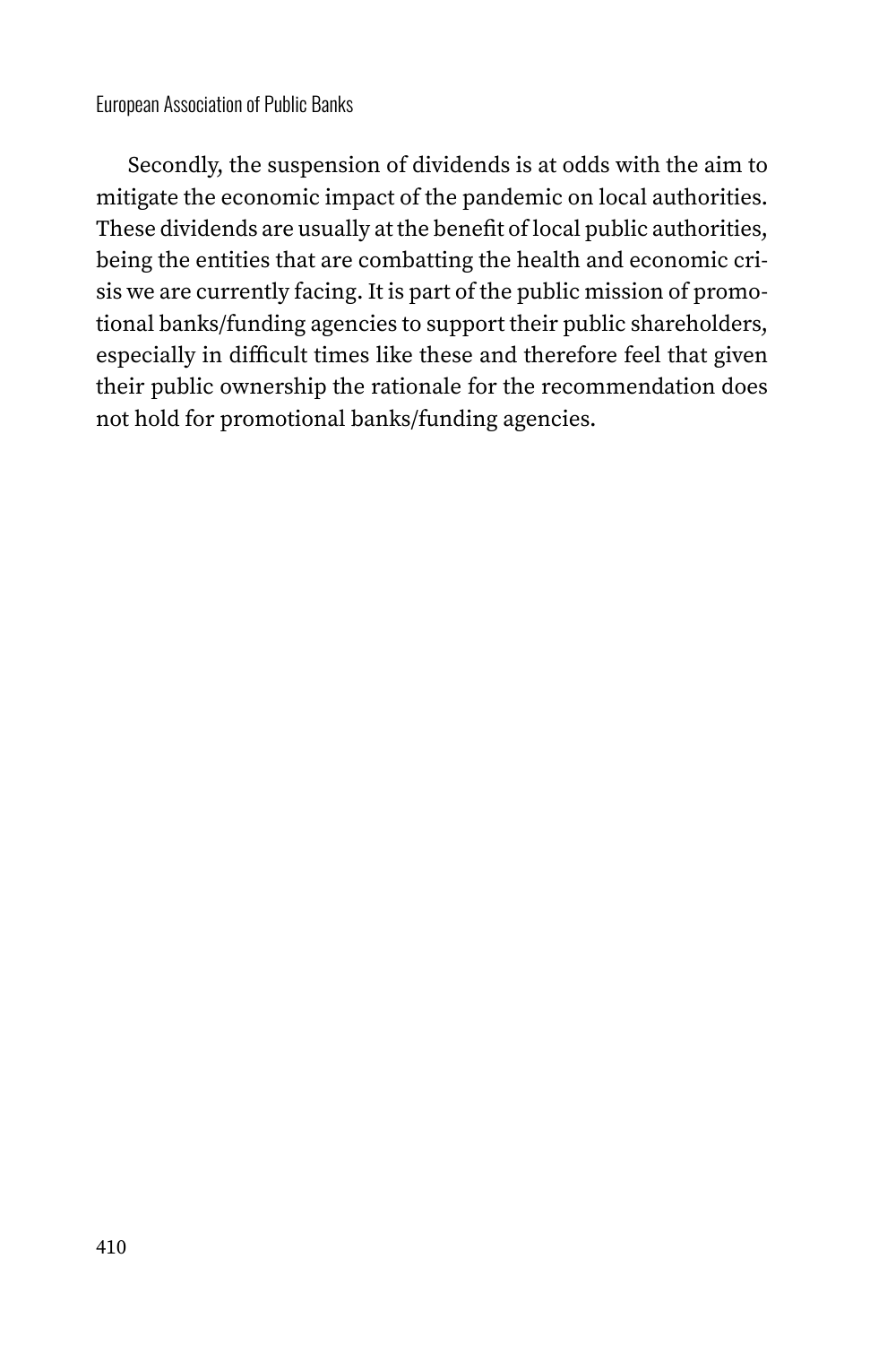Secondly, the suspension of dividends is at odds with the aim to mitigate the economic impact of the pandemic on local authorities. These dividends are usually at the benefit of local public authorities, being the entities that are combatting the health and economic crisis we are currently facing. It is part of the public mission of promotional banks/funding agencies to support their public shareholders, especially in difficult times like these and therefore feel that given their public ownership the rationale for the recommendation does not hold for promotional banks/funding agencies.